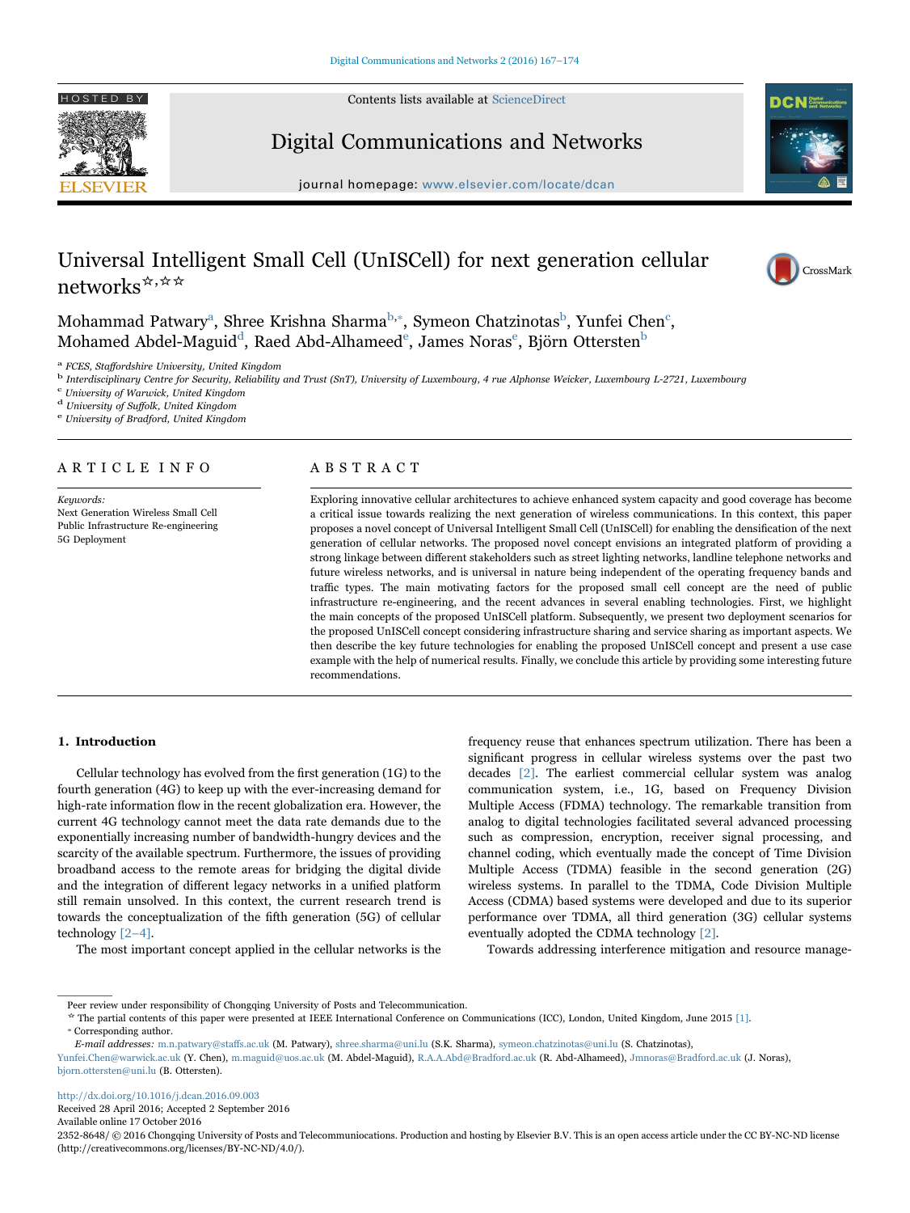# Universal Intelligent Small Cell (UnISCell) for next generation cellular networks☆,☆☆

Mohammad Patwary[a], Shree Krishna Sharma[b,*], Symeon Chatzinotas[b], Yunfei Chen[c], Mohamed Abdel-Maguid[d], Raed Abd-Alhameed[e], James Noras[e], Björn Ottersten[b]

[a] FCES, Staffordshire University, United Kingdom
[b] Interdisciplinary Centre for Security, Reliability and Trust (SnT), University of Luxembourg, 4 rue Alphonse Weicker, Luxembourg L-2721, Luxembourg
[c] University of Warwick, United Kingdom
[d] University of Suffolk, United Kingdom
[e] University of Bradford, United Kingdom

## ARTICLE INFO

*Keywords:*
Next Generation Wireless Small Cell
Public Infrastructure Re-engineering
5G Deployment

## ABSTRACT

Exploring innovative cellular architectures to achieve enhanced system capacity and good coverage has become a critical issue towards realizing the next generation of wireless communications. In this context, this paper proposes a novel concept of Universal Intelligent Small Cell (UnISCell) for enabling the densification of the next generation of cellular networks. The proposed novel concept envisions an integrated platform of providing a strong linkage between different stakeholders such as street lighting networks, landline telephone networks and future wireless networks, and is universal in nature being independent of the operating frequency bands and traffic types. The main motivating factors for the proposed small cell concept are the need of public infrastructure re-engineering, and the recent advances in several enabling technologies. First, we highlight the main concepts of the proposed UnISCell platform. Subsequently, we present two deployment scenarios for the proposed UnISCell concept considering infrastructure sharing and service sharing as important aspects. We then describe the key future technologies for enabling the proposed UnISCell concept and present a use case example with the help of numerical results. Finally, we conclude this article by providing some interesting future recommendations.

## 1. Introduction

Cellular technology has evolved from the first generation (1G) to the fourth generation (4G) to keep up with the ever-increasing demand for high-rate information flow in the recent globalization era. However, the current 4G technology cannot meet the data rate demands due to the exponentially increasing number of bandwidth-hungry devices and the scarcity of the available spectrum. Furthermore, the issues of providing broadband access to the remote areas for bridging the digital divide and the integration of different legacy networks in a unified platform still remain unsolved. In this context, the current research trend is towards the conceptualization of the fifth generation (5G) of cellular technology [2–4].

The most important concept applied in the cellular networks is the frequency reuse that enhances spectrum utilization. There has been a significant progress in cellular wireless systems over the past two decades [2]. The earliest commercial cellular system was analog communication system, i.e., 1G, based on Frequency Division Multiple Access (FDMA) technology. The remarkable transition from analog to digital technologies facilitated several advanced processing such as compression, encryption, receiver signal processing, and channel coding, which eventually made the concept of Time Division Multiple Access (TDMA) feasible in the second generation (2G) wireless systems. In parallel to the TDMA, Code Division Multiple Access (CDMA) based systems were developed and due to its superior performance over TDMA, all third generation (3G) cellular systems eventually adopted the CDMA technology [2].

Towards addressing interference mitigation and resource manage-

---

Peer review under responsibility of Chongqing University of Posts and Telecommunication.

☆ The partial contents of this paper were presented at IEEE International Conference on Communications (ICC), London, United Kingdom, June 2015 [1].

* Corresponding author.

*E-mail addresses:* m.n.patwary@staffs.ac.uk (M. Patwary), shree.sharma@uni.lu (S.K. Sharma), symeon.chatzinotas@uni.lu (S. Chatzinotas), Yunfei.Chen@warwick.ac.uk (Y. Chen), m.maguid@uos.ac.uk (M. Abdel-Maguid), R.A.A.Abd@Bradford.ac.uk (R. Abd-Alhameed), Jmnoras@Bradford.ac.uk (J. Noras), bjorn.ottersten@uni.lu (B. Ottersten).

http://dx.doi.org/10.1016/j.dcan.2016.09.003
Received 28 April 2016; Accepted 2 September 2016
Available online 17 October 2016
2352-8648/ © 2016 Chongqing University of Posts and Telecommuniocations. Production and hosting by Elsevier B.V. This is an open access article under the CC BY-NC-ND license (http://creativecommons.org/licenses/BY-NC-ND/4.0/).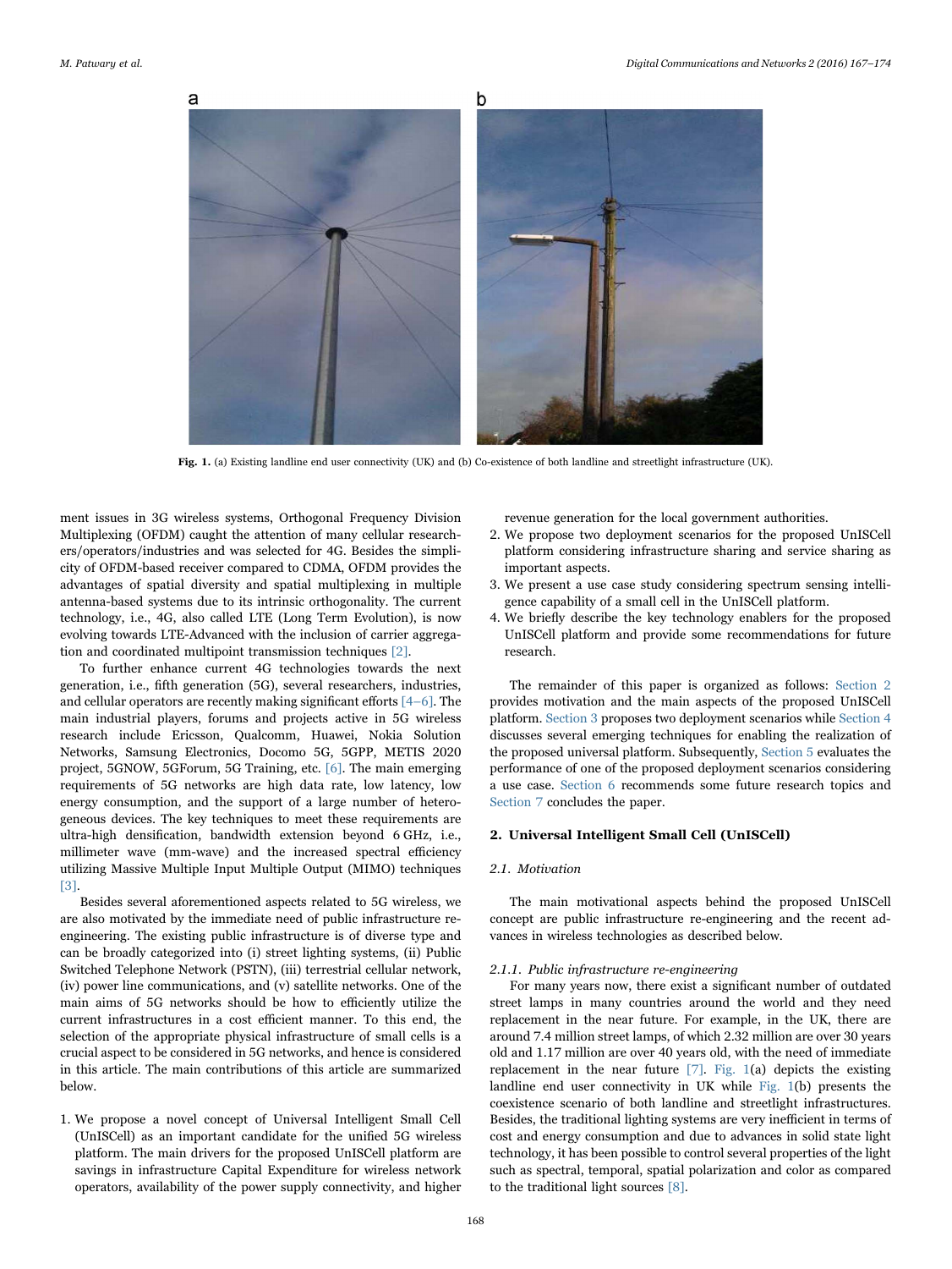Fig. 1. (a) Existing landline end user connectivity (UK) and (b) Co-existence of both landline and streetlight infrastructure (UK).

ment issues in 3G wireless systems, Orthogonal Frequency Division Multiplexing (OFDM) caught the attention of many cellular researchers/operators/industries and was selected for 4G. Besides the simplicity of OFDM-based receiver compared to CDMA, OFDM provides the advantages of spatial diversity and spatial multiplexing in multiple antenna-based systems due to its intrinsic orthogonality. The current technology, i.e., 4G, also called LTE (Long Term Evolution), is now evolving towards LTE-Advanced with the inclusion of carrier aggregation and coordinated multipoint transmission techniques [2].

To further enhance current 4G technologies towards the next generation, i.e., fifth generation (5G), several researchers, industries, and cellular operators are recently making significant efforts [4–6]. The main industrial players, forums and projects active in 5G wireless research include Ericsson, Qualcomm, Huawei, Nokia Solution Networks, Samsung Electronics, Docomo 5G, 5GPP, METIS 2020 project, 5GNOW, 5GForum, 5G Training, etc. [6]. The main emerging requirements of 5G networks are high data rate, low latency, low energy consumption, and the support of a large number of heterogeneous devices. The key techniques to meet these requirements are ultra-high densification, bandwidth extension beyond 6 GHz, i.e., millimeter wave (mm-wave) and the increased spectral efficiency utilizing Massive Multiple Input Multiple Output (MIMO) techniques [3].

Besides several aforementioned aspects related to 5G wireless, we are also motivated by the immediate need of public infrastructure re-engineering. The existing public infrastructure is of diverse type and can be broadly categorized into (i) street lighting systems, (ii) Public Switched Telephone Network (PSTN), (iii) terrestrial cellular network, (iv) power line communications, and (v) satellite networks. One of the main aims of 5G networks should be how to efficiently utilize the current infrastructures in a cost efficient manner. To this end, the selection of the appropriate physical infrastructure of small cells is a crucial aspect to be considered in 5G networks, and hence is considered in this article. The main contributions of this article are summarized below.

1. We propose a novel concept of Universal Intelligent Small Cell (UnISCell) as an important candidate for the unified 5G wireless platform. The main drivers for the proposed UnISCell platform are savings in infrastructure Capital Expenditure for wireless network operators, availability of the power supply connectivity, and higher revenue generation for the local government authorities.
2. We propose two deployment scenarios for the proposed UnISCell platform considering infrastructure sharing and service sharing as important aspects.
3. We present a use case study considering spectrum sensing intelligence capability of a small cell in the UnISCell platform.
4. We briefly describe the key technology enablers for the proposed UnISCell platform and provide some recommendations for future research.

The remainder of this paper is organized as follows: Section 2 provides motivation and the main aspects of the proposed UnISCell platform. Section 3 proposes two deployment scenarios while Section 4 discusses several emerging techniques for enabling the realization of the proposed universal platform. Subsequently, Section 5 evaluates the performance of one of the proposed deployment scenarios considering a use case. Section 6 recommends some future research topics and Section 7 concludes the paper.

## 2. Universal Intelligent Small Cell (UnISCell)

### 2.1. Motivation

The main motivational aspects behind the proposed UnISCell concept are public infrastructure re-engineering and the recent advances in wireless technologies as described below.

#### 2.1.1. Public infrastructure re-engineering

For many years now, there exist a significant number of outdated street lamps in many countries around the world and they need replacement in the near future. For example, in the UK, there are around 7.4 million street lamps, of which 2.32 million are over 30 years old and 1.17 million are over 40 years old, with the need of immediate replacement in the near future [7]. Fig. 1(a) depicts the existing landline end user connectivity in UK while Fig. 1(b) presents the coexistence scenario of both landline and streetlight infrastructures. Besides, the traditional lighting systems are very inefficient in terms of cost and energy consumption and due to advances in solid state light technology, it has been possible to control several properties of the light such as spectral, temporal, spatial polarization and color as compared to the traditional light sources [8].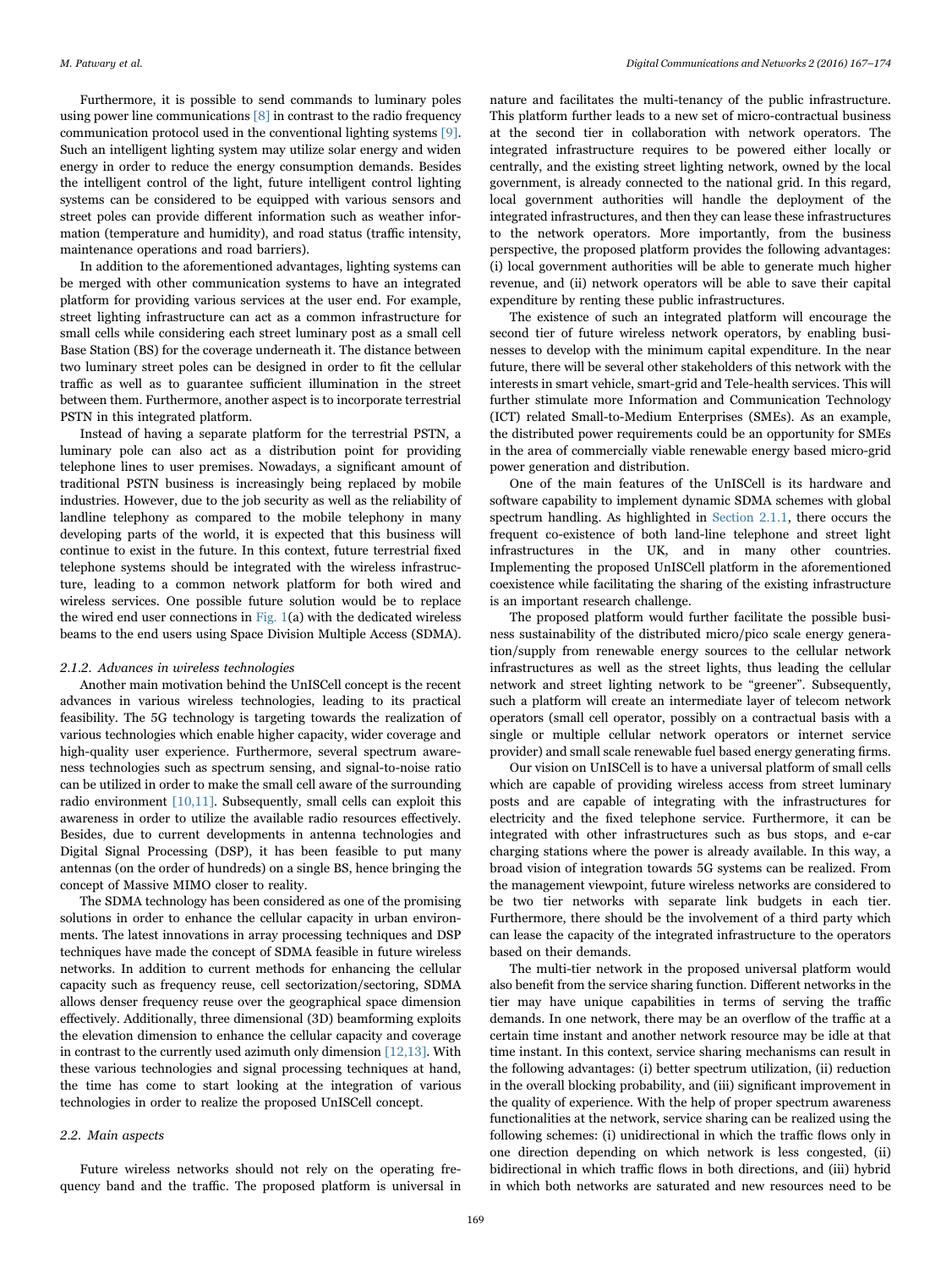Furthermore, it is possible to send commands to luminary poles using power line communications [8] in contrast to the radio frequency communication protocol used in the conventional lighting systems [9]. Such an intelligent lighting system may utilize solar energy and widen energy in order to reduce the energy consumption demands. Besides the intelligent control of the light, future intelligent control lighting systems can be considered to be equipped with various sensors and street poles can provide different information such as weather information (temperature and humidity), and road status (traffic intensity, maintenance operations and road barriers).

In addition to the aforementioned advantages, lighting systems can be merged with other communication systems to have an integrated platform for providing various services at the user end. For example, street lighting infrastructure can act as a common infrastructure for small cells while considering each street luminary post as a small cell Base Station (BS) for the coverage underneath it. The distance between two luminary street poles can be designed in order to fit the cellular traffic as well as to guarantee sufficient illumination in the street between them. Furthermore, another aspect is to incorporate terrestrial PSTN in this integrated platform.

Instead of having a separate platform for the terrestrial PSTN, a luminary pole can also act as a distribution point for providing telephone lines to user premises. Nowadays, a significant amount of traditional PSTN business is increasingly being replaced by mobile industries. However, due to the job security as well as the reliability of landline telephony as compared to the mobile telephony in many developing parts of the world, it is expected that this business will continue to exist in the future. In this context, future terrestrial fixed telephone systems should be integrated with the wireless infrastructure, leading to a common network platform for both wired and wireless services. One possible future solution would be to replace the wired end user connections in Fig. 1(a) with the dedicated wireless beams to the end users using Space Division Multiple Access (SDMA).

### 2.1.2. Advances in wireless technologies

Another main motivation behind the UnISCell concept is the recent advances in various wireless technologies, leading to its practical feasibility. The 5G technology is targeting towards the realization of various technologies which enable higher capacity, wider coverage and high-quality user experience. Furthermore, several spectrum awareness technologies such as spectrum sensing, and signal-to-noise ratio can be utilized in order to make the small cell aware of the surrounding radio environment [10,11]. Subsequently, small cells can exploit this awareness in order to utilize the available radio resources effectively. Besides, due to current developments in antenna technologies and Digital Signal Processing (DSP), it has been feasible to put many antennas (on the order of hundreds) on a single BS, hence bringing the concept of Massive MIMO closer to reality.

The SDMA technology has been considered as one of the promising solutions in order to enhance the cellular capacity in urban environments. The latest innovations in array processing techniques and DSP techniques have made the concept of SDMA feasible in future wireless networks. In addition to current methods for enhancing the cellular capacity such as frequency reuse, cell sectorization/sectoring, SDMA allows denser frequency reuse over the geographical space dimension effectively. Additionally, three dimensional (3D) beamforming exploits the elevation dimension to enhance the cellular capacity and coverage in contrast to the currently used azimuth only dimension [12,13]. With these various technologies and signal processing techniques at hand, the time has come to start looking at the integration of various technologies in order to realize the proposed UnISCell concept.

## 2.2. Main aspects

Future wireless networks should not rely on the operating frequency band and the traffic. The proposed platform is universal in nature and facilitates the multi-tenancy of the public infrastructure. This platform further leads to a new set of micro-contractual business at the second tier in collaboration with network operators. The integrated infrastructure requires to be powered either locally or centrally, and the existing street lighting network, owned by the local government, is already connected to the national grid. In this regard, local government authorities will handle the deployment of the integrated infrastructures, and then they can lease these infrastructures to the network operators. More importantly, from the business perspective, the proposed platform provides the following advantages: (i) local government authorities will be able to generate much higher revenue, and (ii) network operators will be able to save their capital expenditure by renting these public infrastructures.

The existence of such an integrated platform will encourage the second tier of future wireless network operators, by enabling businesses to develop with the minimum capital expenditure. In the near future, there will be several other stakeholders of this network with the interests in smart vehicle, smart-grid and Tele-health services. This will further stimulate more Information and Communication Technology (ICT) related Small-to-Medium Enterprises (SMEs). As an example, the distributed power requirements could be an opportunity for SMEs in the area of commercially viable renewable energy based micro-grid power generation and distribution.

One of the main features of the UnISCell is its hardware and software capability to implement dynamic SDMA schemes with global spectrum handling. As highlighted in Section 2.1.1, there occurs the frequent co-existence of both land-line telephone and street light infrastructures in the UK, and in many other countries. Implementing the proposed UnISCell platform in the aforementioned coexistence while facilitating the sharing of the existing infrastructure is an important research challenge.

The proposed platform would further facilitate the possible business sustainability of the distributed micro/pico scale energy generation/supply from renewable energy sources to the cellular network infrastructures as well as the street lights, thus leading the cellular network and street lighting network to be "greener". Subsequently, such a platform will create an intermediate layer of telecom network operators (small cell operator, possibly on a contractual basis with a single or multiple cellular network operators or internet service provider) and small scale renewable fuel based energy generating firms.

Our vision on UnISCell is to have a universal platform of small cells which are capable of providing wireless access from street luminary posts and are capable of integrating with the infrastructures for electricity and the fixed telephone service. Furthermore, it can be integrated with other infrastructures such as bus stops, and e-car charging stations where the power is already available. In this way, a broad vision of integration towards 5G systems can be realized. From the management viewpoint, future wireless networks are considered to be two tier networks with separate link budgets in each tier. Furthermore, there should be the involvement of a third party which can lease the capacity of the integrated infrastructure to the operators based on their demands.

The multi-tier network in the proposed universal platform would also benefit from the service sharing function. Different networks in the tier may have unique capabilities in terms of serving the traffic demands. In one network, there may be an overflow of the traffic at a certain time instant and another network resource may be idle at that time instant. In this context, service sharing mechanisms can result in the following advantages: (i) better spectrum utilization, (ii) reduction in the overall blocking probability, and (iii) significant improvement in the quality of experience. With the help of proper spectrum awareness functionalities at the network, service sharing can be realized using the following schemes: (i) unidirectional in which the traffic flows only in one direction depending on which network is less congested, (ii) bidirectional in which traffic flows in both directions, and (iii) hybrid in which both networks are saturated and new resources need to be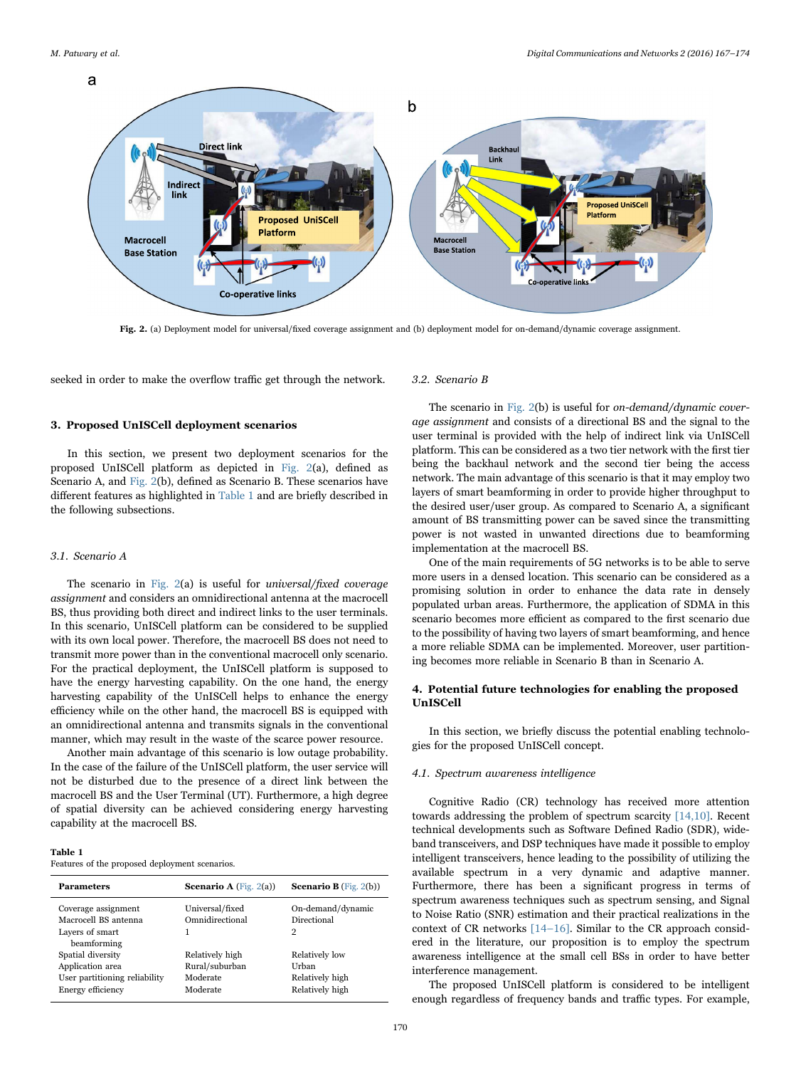a

Direct link

Indirect link

Proposed UniSCell Platform

Macrocell Base Station

Co-operative links

b

Backhaul Link

Proposed UniSCell Platform

Macrocell Base Station

Co-operative links

**Fig. 2.** (a) Deployment model for universal/fixed coverage assignment and (b) deployment model for on-demand/dynamic coverage assignment.

seeked in order to make the overflow traffic get through the network.

## 3. Proposed UnISCell deployment scenarios

In this section, we present two deployment scenarios for the proposed UnISCell platform as depicted in Fig. 2(a), defined as Scenario A, and Fig. 2(b), defined as Scenario B. These scenarios have different features as highlighted in Table 1 and are briefly described in the following subsections.

### 3.1. Scenario A

The scenario in Fig. 2(a) is useful for *universal/fixed coverage assignment* and considers an omnidirectional antenna at the macrocell BS, thus providing both direct and indirect links to the user terminals. In this scenario, UnISCell platform can be considered to be supplied with its own local power. Therefore, the macrocell BS does not need to transmit more power than in the conventional macrocell only scenario. For the practical deployment, the UnISCell platform is supposed to have the energy harvesting capability. On the one hand, the energy harvesting capability of the UnISCell helps to enhance the energy efficiency while on the other hand, the macrocell BS is equipped with an omnidirectional antenna and transmits signals in the conventional manner, which may result in the waste of the scarce power resource.

Another main advantage of this scenario is low outage probability. In the case of the failure of the UnISCell platform, the user service will not be disturbed due to the presence of a direct link between the macrocell BS and the User Terminal (UT). Furthermore, a high degree of spatial diversity can be achieved considering energy harvesting capability at the macrocell BS.

**Table 1**
Features of the proposed deployment scenarios.

| Parameters | Scenario A (Fig. 2(a)) | Scenario B (Fig. 2(b)) |
|---|---|---|
| Coverage assignment | Universal/fixed | On-demand/dynamic |
| Macrocell BS antenna | Omnidirectional | Directional |
| Layers of smart beamforming | 1 | 2 |
| Spatial diversity | Relatively high | Relatively low |
| Application area | Rural/suburban | Urban |
| User partitioning reliability | Moderate | Relatively high |
| Energy efficiency | Moderate | Relatively high |

### 3.2. Scenario B

The scenario in Fig. 2(b) is useful for *on-demand/dynamic coverage assignment* and consists of a directional BS and the signal to the user terminal is provided with the help of indirect link via UnISCell platform. This can be considered as a two tier network with the first tier being the backhaul network and the second tier being the access network. The main advantage of this scenario is that it may employ two layers of smart beamforming in order to provide higher throughput to the desired user/user group. As compared to Scenario A, a significant amount of BS transmitting power can be saved since the transmitting power is not wasted in unwanted directions due to beamforming implementation at the macrocell BS.

One of the main requirements of 5G networks is to be able to serve more users in a densed location. This scenario can be considered as a promising solution in order to enhance the data rate in densely populated urban areas. Furthermore, the application of SDMA in this scenario becomes more efficient as compared to the first scenario due to the possibility of having two layers of smart beamforming, and hence a more reliable SDMA can be implemented. Moreover, user partitioning becomes more reliable in Scenario B than in Scenario A.

## 4. Potential future technologies for enabling the proposed UnISCell

In this section, we briefly discuss the potential enabling technologies for the proposed UnISCell concept.

### 4.1. Spectrum awareness intelligence

Cognitive Radio (CR) technology has received more attention towards addressing the problem of spectrum scarcity [14,10]. Recent technical developments such as Software Defined Radio (SDR), wideband transceivers, and DSP techniques have made it possible to employ intelligent transceivers, hence leading to the possibility of utilizing the available spectrum in a very dynamic and adaptive manner. Furthermore, there has been a significant progress in terms of spectrum awareness techniques such as spectrum sensing, and Signal to Noise Ratio (SNR) estimation and their practical realizations in the context of CR networks [14–16]. Similar to the CR approach considered in the literature, our proposition is to employ the spectrum awareness intelligence at the small cell BSs in order to have better interference management.

The proposed UnISCell platform is considered to be intelligent enough regardless of frequency bands and traffic types. For example,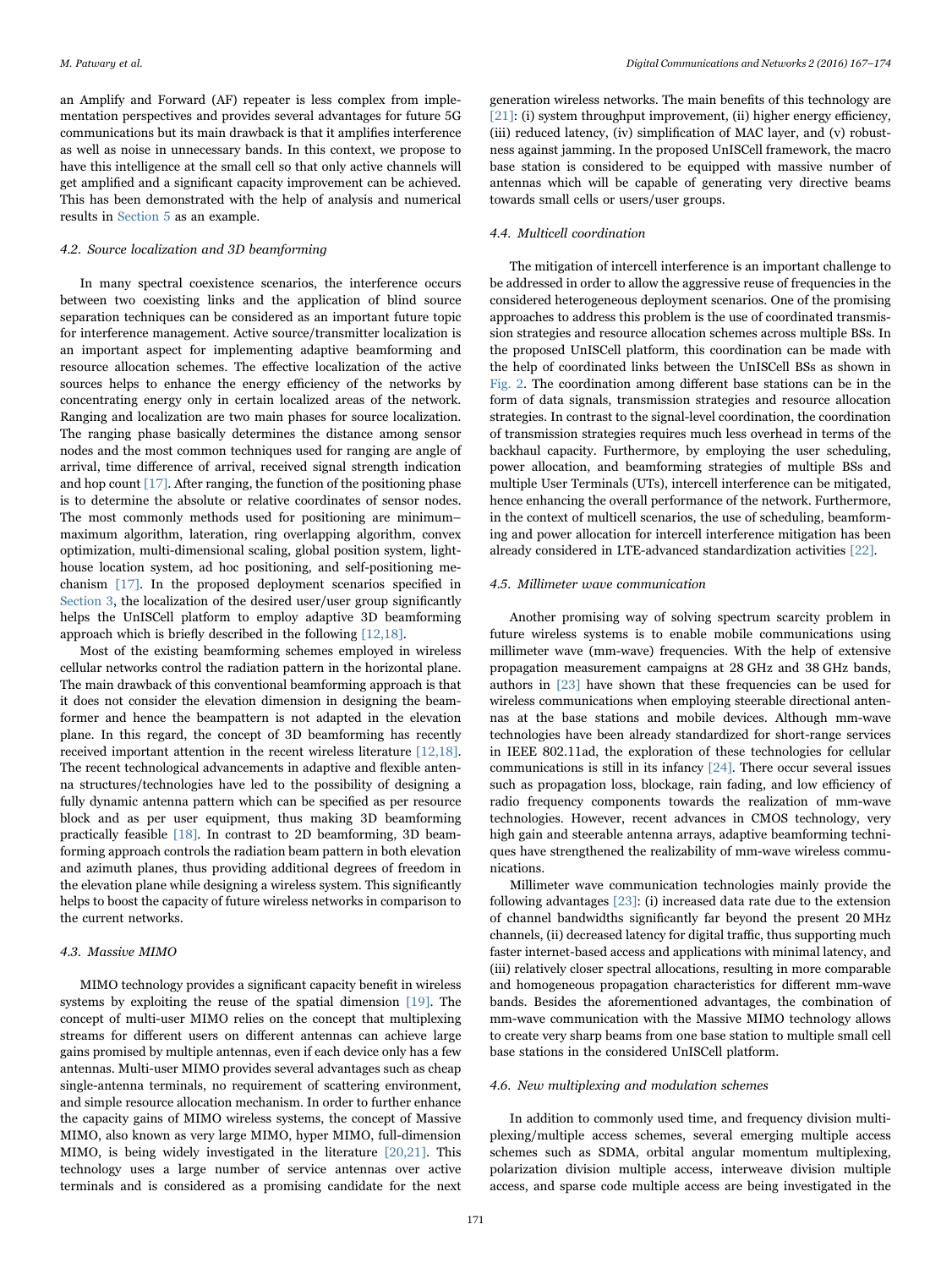an Amplify and Forward (AF) repeater is less complex from implementation perspectives and provides several advantages for future 5G communications but its main drawback is that it amplifies interference as well as noise in unnecessary bands. In this context, we propose to have this intelligence at the small cell so that only active channels will get amplified and a significant capacity improvement can be achieved. This has been demonstrated with the help of analysis and numerical results in Section 5 as an example.

### 4.2. Source localization and 3D beamforming

In many spectral coexistence scenarios, the interference occurs between two coexisting links and the application of blind source separation techniques can be considered as an important future topic for interference management. Active source/transmitter localization is an important aspect for implementing adaptive beamforming and resource allocation schemes. The effective localization of the active sources helps to enhance the energy efficiency of the networks by concentrating energy only in certain localized areas of the network. Ranging and localization are two main phases for source localization. The ranging phase basically determines the distance among sensor nodes and the most common techniques used for ranging are angle of arrival, time difference of arrival, received signal strength indication and hop count [17]. After ranging, the function of the positioning phase is to determine the absolute or relative coordinates of sensor nodes. The most commonly methods used for positioning are minimum–maximum algorithm, lateration, ring overlapping algorithm, convex optimization, multi-dimensional scaling, global position system, lighthouse location system, ad hoc positioning, and self-positioning mechanism [17]. In the proposed deployment scenarios specified in Section 3, the localization of the desired user/user group significantly helps the UnISCell platform to employ adaptive 3D beamforming approach which is briefly described in the following [12,18].

Most of the existing beamforming schemes employed in wireless cellular networks control the radiation pattern in the horizontal plane. The main drawback of this conventional beamforming approach is that it does not consider the elevation dimension in designing the beamformer and hence the beampattern is not adapted in the elevation plane. In this regard, the concept of 3D beamforming has recently received important attention in the recent wireless literature [12,18]. The recent technological advancements in adaptive and flexible antenna structures/technologies have led to the possibility of designing a fully dynamic antenna pattern which can be specified as per resource block and as per user equipment, thus making 3D beamforming practically feasible [18]. In contrast to 2D beamforming, 3D beamforming approach controls the radiation beam pattern in both elevation and azimuth planes, thus providing additional degrees of freedom in the elevation plane while designing a wireless system. This significantly helps to boost the capacity of future wireless networks in comparison to the current networks.

### 4.3. Massive MIMO

MIMO technology provides a significant capacity benefit in wireless systems by exploiting the reuse of the spatial dimension [19]. The concept of multi-user MIMO relies on the concept that multiplexing streams for different users on different antennas can achieve large gains promised by multiple antennas, even if each device only has a few antennas. Multi-user MIMO provides several advantages such as cheap single-antenna terminals, no requirement of scattering environment, and simple resource allocation mechanism. In order to further enhance the capacity gains of MIMO wireless systems, the concept of Massive MIMO, also known as very large MIMO, hyper MIMO, full-dimension MIMO, is being widely investigated in the literature [20,21]. This technology uses a large number of service antennas over active terminals and is considered as a promising candidate for the next generation wireless networks. The main benefits of this technology are [21]: (i) system throughput improvement, (ii) higher energy efficiency, (iii) reduced latency, (iv) simplification of MAC layer, and (v) robustness against jamming. In the proposed UnISCell framework, the macro base station is considered to be equipped with massive number of antennas which will be capable of generating very directive beams towards small cells or users/user groups.

### 4.4. Multicell coordination

The mitigation of intercell interference is an important challenge to be addressed in order to allow the aggressive reuse of frequencies in the considered heterogeneous deployment scenarios. One of the promising approaches to address this problem is the use of coordinated transmission strategies and resource allocation schemes across multiple BSs. In the proposed UnISCell platform, this coordination can be made with the help of coordinated links between the UnISCell BSs as shown in Fig. 2. The coordination among different base stations can be in the form of data signals, transmission strategies and resource allocation strategies. In contrast to the signal-level coordination, the coordination of transmission strategies requires much less overhead in terms of the backhaul capacity. Furthermore, by employing the user scheduling, power allocation, and beamforming strategies of multiple BSs and multiple User Terminals (UTs), intercell interference can be mitigated, hence enhancing the overall performance of the network. Furthermore, in the context of multicell scenarios, the use of scheduling, beamforming and power allocation for intercell interference mitigation has been already considered in LTE-advanced standardization activities [22].

### 4.5. Millimeter wave communication

Another promising way of solving spectrum scarcity problem in future wireless systems is to enable mobile communications using millimeter wave (mm-wave) frequencies. With the help of extensive propagation measurement campaigns at 28 GHz and 38 GHz bands, authors in [23] have shown that these frequencies can be used for wireless communications when employing steerable directional antennas at the base stations and mobile devices. Although mm-wave technologies have been already standardized for short-range services in IEEE 802.11ad, the exploration of these technologies for cellular communications is still in its infancy [24]. There occur several issues such as propagation loss, blockage, rain fading, and low efficiency of radio frequency components towards the realization of mm-wave technologies. However, recent advances in CMOS technology, very high gain and steerable antenna arrays, adaptive beamforming techniques have strengthened the realizability of mm-wave wireless communications.

Millimeter wave communication technologies mainly provide the following advantages [23]: (i) increased data rate due to the extension of channel bandwidths significantly far beyond the present 20 MHz channels, (ii) decreased latency for digital traffic, thus supporting much faster internet-based access and applications with minimal latency, and (iii) relatively closer spectral allocations, resulting in more comparable and homogeneous propagation characteristics for different mm-wave bands. Besides the aforementioned advantages, the combination of mm-wave communication with the Massive MIMO technology allows to create very sharp beams from one base station to multiple small cell base stations in the considered UnISCell platform.

### 4.6. New multiplexing and modulation schemes

In addition to commonly used time, and frequency division multiplexing/multiple access schemes, several emerging multiple access schemes such as SDMA, orbital angular momentum multiplexing, polarization division multiple access, interweave division multiple access, and sparse code multiple access are being investigated in the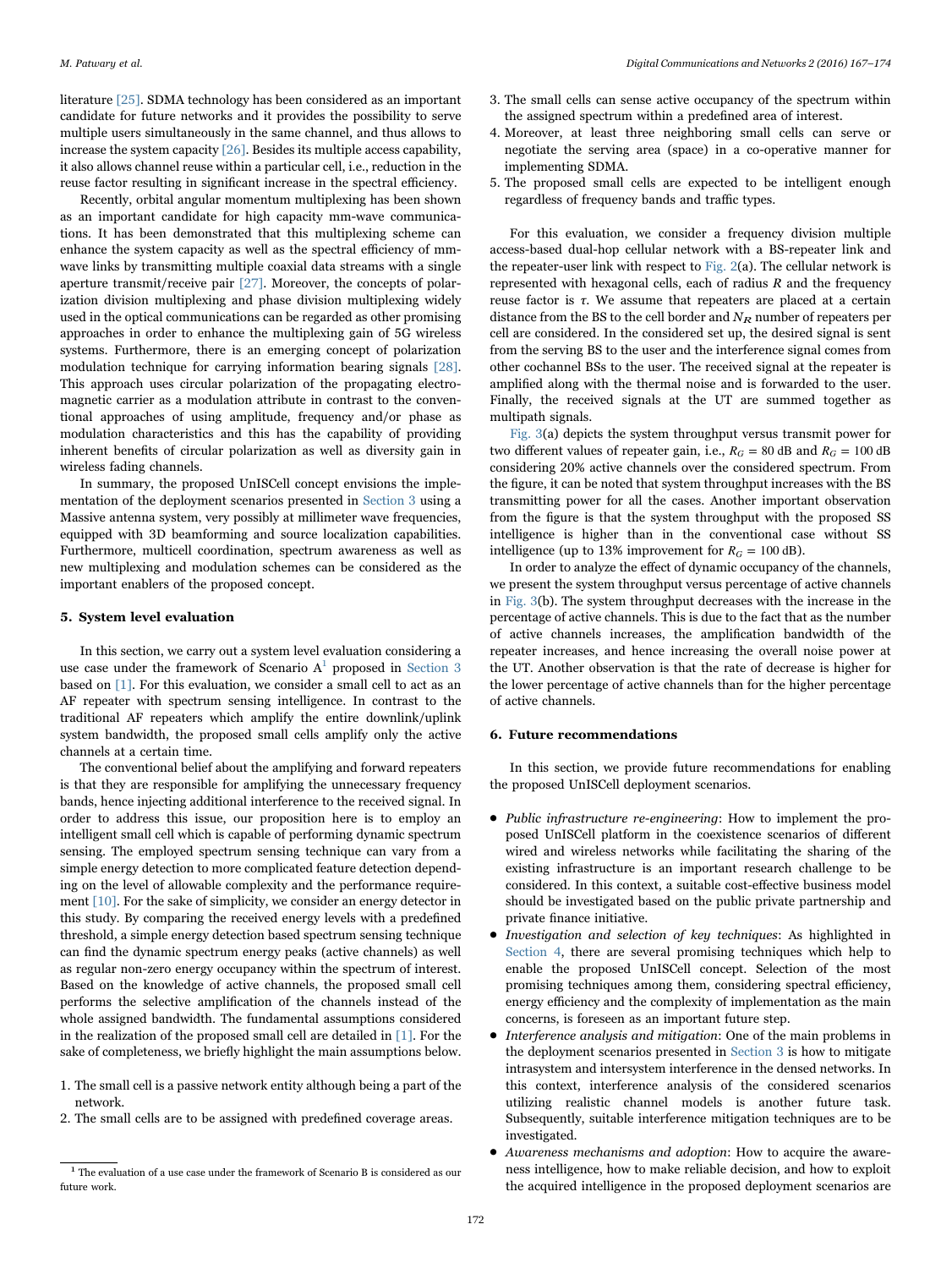literature [25]. SDMA technology has been considered as an important candidate for future networks and it provides the possibility to serve multiple users simultaneously in the same channel, and thus allows to increase the system capacity [26]. Besides its multiple access capability, it also allows channel reuse within a particular cell, i.e., reduction in the reuse factor resulting in significant increase in the spectral efficiency.

Recently, orbital angular momentum multiplexing has been shown as an important candidate for high capacity mm-wave communications. It has been demonstrated that this multiplexing scheme can enhance the system capacity as well as the spectral efficiency of mm-wave links by transmitting multiple coaxial data streams with a single aperture transmit/receive pair [27]. Moreover, the concepts of polarization division multiplexing and phase division multiplexing widely used in the optical communications can be regarded as other promising approaches in order to enhance the multiplexing gain of 5G wireless systems. Furthermore, there is an emerging concept of polarization modulation technique for carrying information bearing signals [28]. This approach uses circular polarization of the propagating electromagnetic carrier as a modulation attribute in contrast to the conventional approaches of using amplitude, frequency and/or phase as modulation characteristics and this has the capability of providing inherent benefits of circular polarization as well as diversity gain in wireless fading channels.

In summary, the proposed UnISCell concept envisions the implementation of the deployment scenarios presented in Section 3 using a Massive antenna system, very possibly at millimeter wave frequencies, equipped with 3D beamforming and source localization capabilities. Furthermore, multicell coordination, spectrum awareness as well as new multiplexing and modulation schemes can be considered as the important enablers of the proposed concept.

## 5. System level evaluation

In this section, we carry out a system level evaluation considering a use case under the framework of Scenario A[1] proposed in Section 3 based on [1]. For this evaluation, we consider a small cell to act as an AF repeater with spectrum sensing intelligence. In contrast to the traditional AF repeaters which amplify the entire downlink/uplink system bandwidth, the proposed small cells amplify only the active channels at a certain time.

The conventional belief about the amplifying and forward repeaters is that they are responsible for amplifying the unnecessary frequency bands, hence injecting additional interference to the received signal. In order to address this issue, our proposition here is to employ an intelligent small cell which is capable of performing dynamic spectrum sensing. The employed spectrum sensing technique can vary from a simple energy detection to more complicated feature detection depending on the level of allowable complexity and the performance requirement [10]. For the sake of simplicity, we consider an energy detector in this study. By comparing the received energy levels with a predefined threshold, a simple energy detection based spectrum sensing technique can find the dynamic spectrum energy peaks (active channels) as well as regular non-zero energy occupancy within the spectrum of interest. Based on the knowledge of active channels, the proposed small cell performs the selective amplification of the channels instead of the whole assigned bandwidth. The fundamental assumptions considered in the realization of the proposed small cell are detailed in [1]. For the sake of completeness, we briefly highlight the main assumptions below.

1. The small cell is a passive network entity although being a part of the network.
2. The small cells are to be assigned with predefined coverage areas.
3. The small cells can sense active occupancy of the spectrum within the assigned spectrum within a predefined area of interest.
4. Moreover, at least three neighboring small cells can serve or negotiate the serving area (space) in a co-operative manner for implementing SDMA.
5. The proposed small cells are expected to be intelligent enough regardless of frequency bands and traffic types.

For this evaluation, we consider a frequency division multiple access-based dual-hop cellular network with a BS-repeater link and the repeater-user link with respect to Fig. 2(a). The cellular network is represented with hexagonal cells, each of radius $R$ and the frequency reuse factor is $\tau$. We assume that repeaters are placed at a certain distance from the BS to the cell border and $N_R$ number of repeaters per cell are considered. In the considered set up, the desired signal is sent from the serving BS to the user and the interference signal comes from other cochannel BSs to the user. The received signal at the repeater is amplified along with the thermal noise and is forwarded to the user. Finally, the received signals at the UT are summed together as multipath signals.

Fig. 3(a) depicts the system throughput versus transmit power for two different values of repeater gain, i.e., $R_G = 80$ dB and $R_G = 100$ dB considering 20% active channels over the considered spectrum. From the figure, it can be noted that system throughput increases with the BS transmitting power for all the cases. Another important observation from the figure is that the system throughput with the proposed SS intelligence is higher than in the conventional case without SS intelligence (up to 13% improvement for $R_G = 100$ dB).

In order to analyze the effect of dynamic occupancy of the channels, we present the system throughput versus percentage of active channels in Fig. 3(b). The system throughput decreases with the increase in the percentage of active channels. This is due to the fact that as the number of active channels increases, the amplification bandwidth of the repeater increases, and hence increasing the overall noise power at the UT. Another observation is that the rate of decrease is higher for the lower percentage of active channels than for the higher percentage of active channels.

## 6. Future recommendations

In this section, we provide future recommendations for enabling the proposed UnISCell deployment scenarios.

- *Public infrastructure re-engineering*: How to implement the proposed UnISCell platform in the coexistence scenarios of different wired and wireless networks while facilitating the sharing of the existing infrastructure is an important research challenge to be considered. In this context, a suitable cost-effective business model should be investigated based on the public private partnership and private finance initiative.
- *Investigation and selection of key techniques*: As highlighted in Section 4, there are several promising techniques which help to enable the proposed UnISCell concept. Selection of the most promising techniques among them, considering spectral efficiency, energy efficiency and the complexity of implementation as the main concerns, is foreseen as an important future step.
- *Interference analysis and mitigation*: One of the main problems in the deployment scenarios presented in Section 3 is how to mitigate intrasystem and intersystem interference in the densed networks. In this context, interference analysis of the considered scenarios utilizing realistic channel models is another future task. Subsequently, suitable interference mitigation techniques are to be investigated.
- *Awareness mechanisms and adoption*: How to acquire the awareness intelligence, how to make reliable decision, and how to exploit the acquired intelligence in the proposed deployment scenarios are

[1] The evaluation of a use case under the framework of Scenario B is considered as our future work.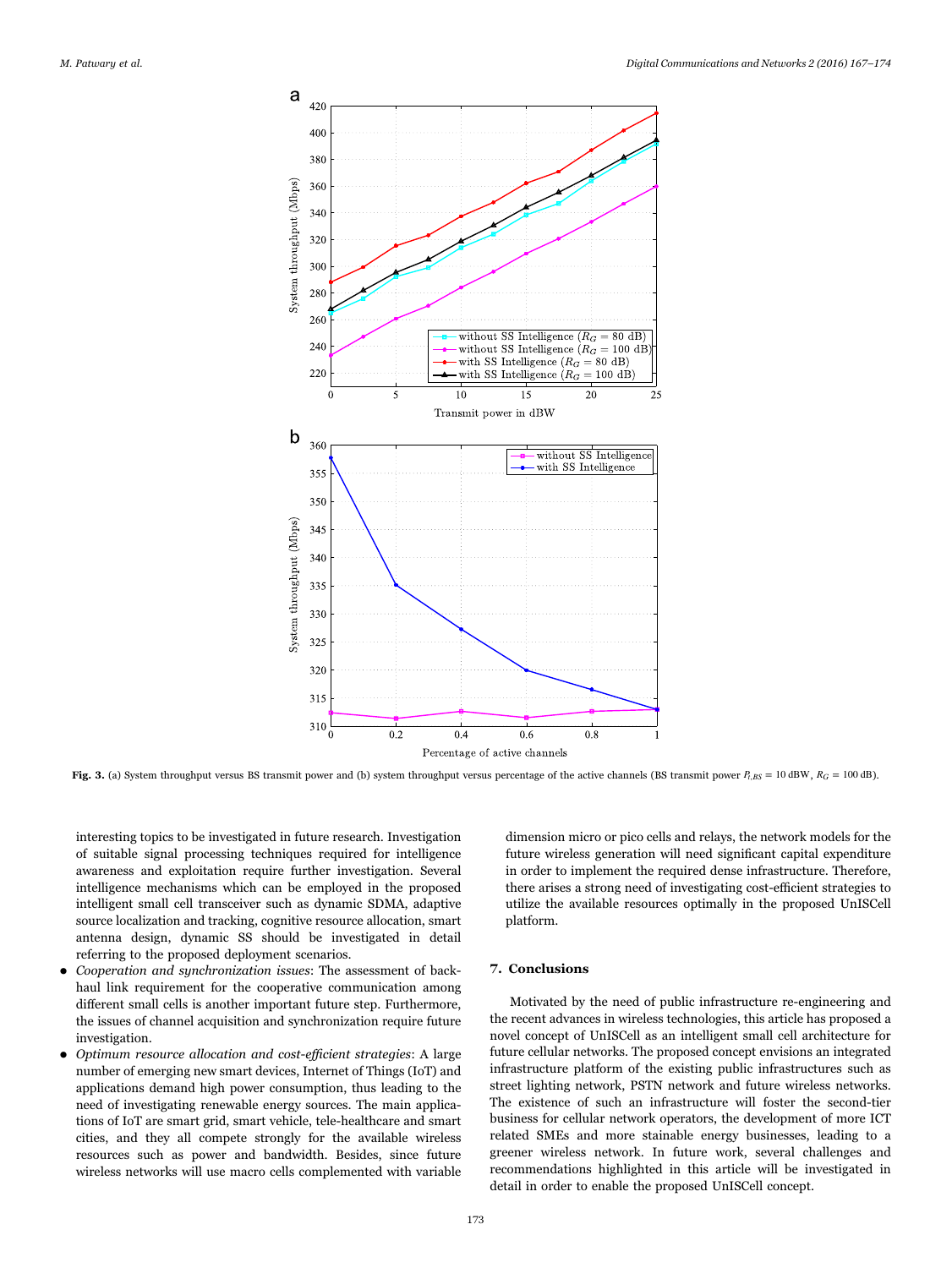a

420
400
380
360
340
320
300
280
260
240
220

System throughput (Mbps)

0 5 10 15 20 25

Transmit power in dBW

without SS Intelligence ($R_G$ = 80 dB)
without SS Intelligence ($R_G$ = 100 dB)
with SS Intelligence ($R_G$ = 80 dB)
with SS Intelligence ($R_G$ = 100 dB)

b

360
355
350
345
340
335
330
325
320
315
310

System throughput (Mbps)

0 0.2 0.4 0.6 0.8 1

Percentage of active channels

without SS Intelligence
with SS Intelligence

**Fig. 3.** (a) System throughput versus BS transmit power and (b) system throughput versus percentage of the active channels (BS transmit power $P_{t,BS}$ = 10 dBW, $R_G$ = 100 dB).

interesting topics to be investigated in future research. Investigation of suitable signal processing techniques required for intelligence awareness and exploitation require further investigation. Several intelligence mechanisms which can be employed in the proposed intelligent small cell transceiver such as dynamic SDMA, adaptive source localization and tracking, cognitive resource allocation, smart antenna design, dynamic SS should be investigated in detail referring to the proposed deployment scenarios.

- *Cooperation and synchronization issues*: The assessment of backhaul link requirement for the cooperative communication among different small cells is another important future step. Furthermore, the issues of channel acquisition and synchronization require future investigation.
- *Optimum resource allocation and cost-efficient strategies*: A large number of emerging new smart devices, Internet of Things (IoT) and applications demand high power consumption, thus leading to the need of investigating renewable energy sources. The main applications of IoT are smart grid, smart vehicle, tele-healthcare and smart cities, and they all compete strongly for the available wireless resources such as power and bandwidth. Besides, since future wireless networks will use macro cells complemented with variable dimension micro or pico cells and relays, the network models for the future wireless generation will need significant capital expenditure in order to implement the required dense infrastructure. Therefore, there arises a strong need of investigating cost-efficient strategies to utilize the available resources optimally in the proposed UnISCell platform.

## 7. Conclusions

Motivated by the need of public infrastructure re-engineering and the recent advances in wireless technologies, this article has proposed a novel concept of UnISCell as an intelligent small cell architecture for future cellular networks. The proposed concept envisions an integrated infrastructure platform of the existing public infrastructures such as street lighting network, PSTN network and future wireless networks. The existence of such an infrastructure will foster the second-tier business for cellular network operators, the development of more ICT related SMEs and more stainable energy businesses, leading to a greener wireless network. In future work, several challenges and recommendations highlighted in this article will be investigated in detail in order to enable the proposed UnISCell concept.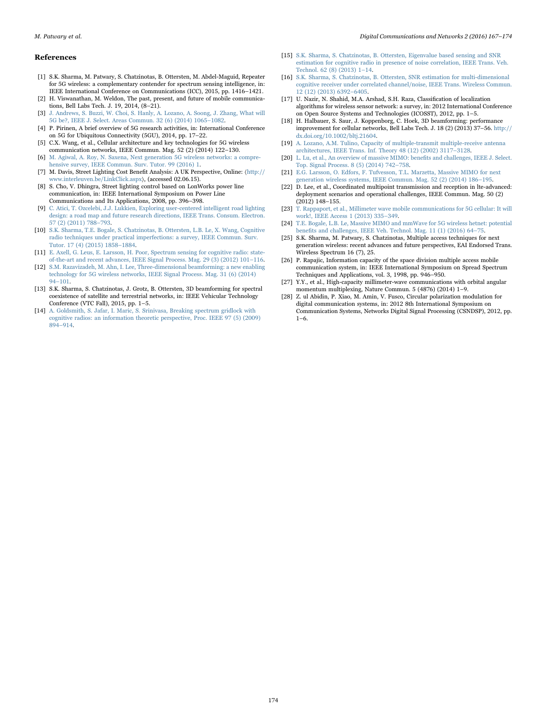## References

[1] S.K. Sharma, M. Patwary, S. Chatzinotas, B. Ottersten, M. Abdel-Maguid, Repeater for 5G wireless: a complementary contender for spectrum sensing intelligence, in: IEEE International Conference on Communications (ICC), 2015, pp. 1416–1421.

[2] H. Viswanathan, M. Weldon, The past, present, and future of mobile communications, Bell Labs Tech. J. 19, 2014, (8–21).

[3] J. Andrews, S. Buzzi, W. Choi, S. Hanly, A. Lozano, A. Soong, J. Zhang, What will 5G be?, IEEE J. Select. Areas Commun. 32 (6) (2014) 1065–1082.

[4] P. Pirinen, A brief overview of 5G research activities, in: International Conference on 5G for Ubiquitous Connectivity (5GU), 2014, pp. 17–22.

[5] C.X. Wang, et al., Cellular architecture and key technologies for 5G wireless communication networks, IEEE Commun. Mag. 52 (2) (2014) 122–130.

[6] M. Agiwal, A. Roy, N. Saxena, Next generation 5G wireless networks: a comprehensive survey, IEEE Commun. Surv. Tutor. 99 (2016) 1.

[7] M. Davis, Street Lighting Cost Benefit Analysis: A UK Perspective, Online: 〈http://www.interleuven.be/LinkClick.aspx〉, (accessed 02.06.15).

[8] S. Cho, V. Dhingra, Street lighting control based on LonWorks power line communication, in: IEEE International Symposium on Power Line Communications and Its Applications, 2008, pp. 396–398.

[9] C. Atici, T. Ozcelebi, J.J. Lukkien, Exploring user-centered intelligent road lighting design: a road map and future research directions, IEEE Trans. Consum. Electron. 57 (2) (2011) 788–793.

[10] S.K. Sharma, T.E. Bogale, S. Chatzinotas, B. Ottersten, L.B. Le, X. Wang, Cognitive radio techniques under practical imperfections: a survey, IEEE Commun. Surv. Tutor. 17 (4) (2015) 1858–1884.

[11] E. Axell, G. Leus, E. Larsson, H. Poor, Spectrum sensing for cognitive radio: state-of-the-art and recent advances, IEEE Signal Process. Mag. 29 (3) (2012) 101–116.

[12] S.M. Razavizadeh, M. Ahn, I. Lee, Three-dimensional beamforming: a new enabling technology for 5G wireless networks, IEEE Signal Process. Mag. 31 (6) (2014) 94–101.

[13] S.K. Sharma, S. Chatzinotas, J. Grotz, B. Ottersten, 3D beamforming for spectral coexistence of satellite and terrestrial networks, in: IEEE Vehicular Technology Conference (VTC Fall), 2015, pp. 1–5.

[14] A. Goldsmith, S. Jafar, I. Maric, S. Srinivasa, Breaking spectrum gridlock with cognitive radios: an information theoretic perspective, Proc. IEEE 97 (5) (2009) 894–914.

[15] S.K. Sharma, S. Chatzinotas, B. Ottersten, Eigenvalue based sensing and SNR estimation for cognitive radio in presence of noise correlation, IEEE Trans. Veh. Technol. 62 (8) (2013) 1–14.

[16] S.K. Sharma, S. Chatzinotas, B. Ottersten, SNR estimation for multi-dimensional cognitive receiver under correlated channel/noise, IEEE Trans. Wireless Commun. 12 (12) (2013) 6392–6405.

[17] U. Nazir, N. Shahid, M.A. Arshad, S.H. Raza, Classification of localization algorithms for wireless sensor network: a survey, in: 2012 International Conference on Open Source Systems and Technologies (ICOSST), 2012, pp. 1–5.

[18] H. Halbauer, S. Saur, J. Koppenborg, C. Hoek, 3D beamforming: performance improvement for cellular networks, Bell Labs Tech. J. 18 (2) (2013) 37–56. http://dx.doi.org/10.1002/bltj.21604.

[19] A. Lozano, A.M. Tulino, Capacity of multiple-transmit multiple-receive antenna architectures, IEEE Trans. Inf. Theory 48 (12) (2002) 3117–3128.

[20] L. Lu, et al., An overview of massive MIMO: benefits and challenges, IEEE J. Select. Top. Signal Process. 8 (5) (2014) 742–758.

[21] E.G. Larsson, O. Edfors, F. Tufvesson, T.L. Marzetta, Massive MIMO for next generation wireless systems, IEEE Commun. Mag. 52 (2) (2014) 186–195.

[22] D. Lee, et al., Coordinated multipoint transmission and reception in lte-advanced: deployment scenarios and operational challenges, IEEE Commun. Mag. 50 (2) (2012) 148–155.

[23] T. Rappaport, et al., Millimeter wave mobile communications for 5G cellular: It will work!, IEEE Access 1 (2013) 335–349.

[24] T.E. Bogale, L.B. Le, Massive MIMO and mmWave for 5G wireless hetnet: potential benefits and challenges, IEEE Veh. Technol. Mag. 11 (1) (2016) 64–75.

[25] S.K. Sharma, M. Patwary, S. Chatzinotas, Multiple access techniques for next generation wireless: recent advances and future perspectives, EAI Endorsed Trans. Wireless Spectrum 16 (7), 25.

[26] P. Rapajic, Information capacity of the space division multiple access mobile communication system, in: IEEE International Symposium on Spread Spectrum Techniques and Applications, vol. 3, 1998, pp. 946–950.

[27] Y.Y., et al., High-capacity millimeter-wave communications with orbital angular momentum multiplexing, Nature Commun. 5 (4876) (2014) 1–9.

[28] Z. ul Abidin, P. Xiao, M. Amin, V. Fusco, Circular polarization modulation for digital communication systems, in: 2012 8th International Symposium on Communication Systems, Networks Digital Signal Processing (CSNDSP), 2012, pp. 1–6.